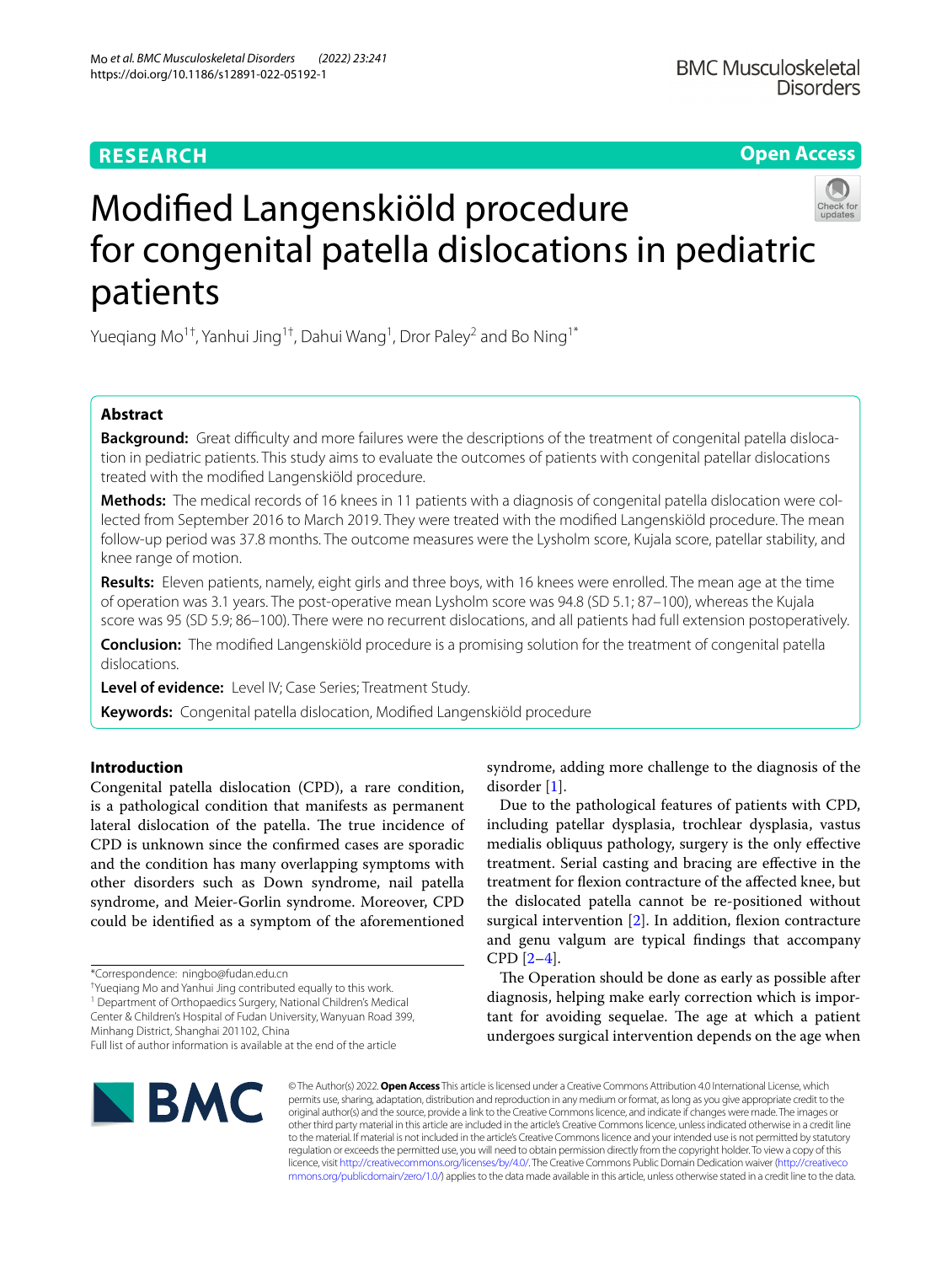RESEARCH

Open Access

# Modified Langenskiöld procedure for congenital patella dislocations in pediatric patients

Yueqiang Mo[1†], Yanhui Jing[1†], Dahui Wang[1], Dror Paley[2] and Bo Ning[1*]

## Abstract

**Background:** Great difficulty and more failures were the descriptions of the treatment of congenital patella dislocation in pediatric patients. This study aims to evaluate the outcomes of patients with congenital patellar dislocations treated with the modified Langenskiöld procedure.

**Methods:** The medical records of 16 knees in 11 patients with a diagnosis of congenital patella dislocation were collected from September 2016 to March 2019. They were treated with the modified Langenskiöld procedure. The mean follow-up period was 37.8 months. The outcome measures were the Lysholm score, Kujala score, patellar stability, and knee range of motion.

**Results:** Eleven patients, namely, eight girls and three boys, with 16 knees were enrolled. The mean age at the time of operation was 3.1 years. The post-operative mean Lysholm score was 94.8 (SD 5.1; 87–100), whereas the Kujala score was 95 (SD 5.9; 86–100). There were no recurrent dislocations, and all patients had full extension postoperatively.

**Conclusion:** The modified Langenskiöld procedure is a promising solution for the treatment of congenital patella dislocations.

**Level of evidence:** Level IV; Case Series; Treatment Study.

**Keywords:** Congenital patella dislocation, Modified Langenskiöld procedure

## Introduction

Congenital patella dislocation (CPD), a rare condition, is a pathological condition that manifests as permanent lateral dislocation of the patella. The true incidence of CPD is unknown since the confirmed cases are sporadic and the condition has many overlapping symptoms with other disorders such as Down syndrome, nail patella syndrome, and Meier-Gorlin syndrome. Moreover, CPD could be identified as a symptom of the aforementioned syndrome, adding more challenge to the diagnosis of the disorder [1].

Due to the pathological features of patients with CPD, including patellar dysplasia, trochlear dysplasia, vastus medialis obliquus pathology, surgery is the only effective treatment. Serial casting and bracing are effective in the treatment for flexion contracture of the affected knee, but the dislocated patella cannot be re-positioned without surgical intervention [2]. In addition, flexion contracture and genu valgum are typical findings that accompany CPD [2–4].

The Operation should be done as early as possible after diagnosis, helping make early correction which is important for avoiding sequelae. The age at which a patient undergoes surgical intervention depends on the age when

*Correspondence: ningbo@fudan.edu.cn

†Yueqiang Mo and Yanhui Jing contributed equally to this work.

[1] Department of Orthopaedics Surgery, National Children's Medical Center & Children's Hospital of Fudan University, Wanyuan Road 399, Minhang District, Shanghai 201102, China

Full list of author information is available at the end of the article

© The Author(s) 2022. **Open Access** This article is licensed under a Creative Commons Attribution 4.0 International License, which permits use, sharing, adaptation, distribution and reproduction in any medium or format, as long as you give appropriate credit to the original author(s) and the source, provide a link to the Creative Commons licence, and indicate if changes were made. The images or other third party material in this article are included in the article's Creative Commons licence, unless indicated otherwise in a credit line to the material. If material is not included in the article's Creative Commons licence and your intended use is not permitted by statutory regulation or exceeds the permitted use, you will need to obtain permission directly from the copyright holder. To view a copy of this licence, visit http://creativecommons.org/licenses/by/4.0/. The Creative Commons Public Domain Dedication waiver (http://creativecommons.org/publicdomain/zero/1.0/) applies to the data made available in this article, unless otherwise stated in a credit line to the data.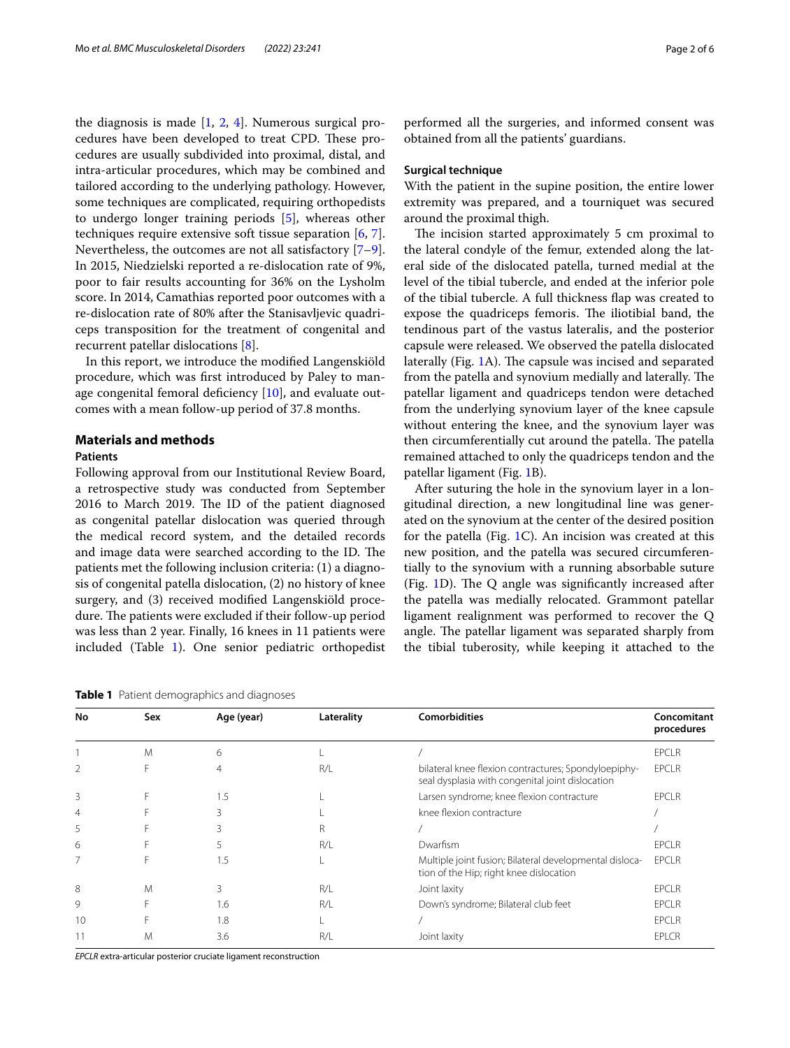the diagnosis is made [1, 2, 4]. Numerous surgical procedures have been developed to treat CPD. These procedures are usually subdivided into proximal, distal, and intra-articular procedures, which may be combined and tailored according to the underlying pathology. However, some techniques are complicated, requiring orthopedists to undergo longer training periods [5], whereas other techniques require extensive soft tissue separation [6, 7]. Nevertheless, the outcomes are not all satisfactory [7–9]. In 2015, Niedzielski reported a re-dislocation rate of 9%, poor to fair results accounting for 36% on the Lysholm score. In 2014, Camathias reported poor outcomes with a re-dislocation rate of 80% after the Stanisavljevic quadriceps transposition for the treatment of congenital and recurrent patellar dislocations [8].

In this report, we introduce the modified Langenskiöld procedure, which was first introduced by Paley to manage congenital femoral deficiency [10], and evaluate outcomes with a mean follow-up period of 37.8 months.

## Materials and methods

### Patients

Following approval from our Institutional Review Board, a retrospective study was conducted from September 2016 to March 2019. The ID of the patient diagnosed as congenital patellar dislocation was queried through the medical record system, and the detailed records and image data were searched according to the ID. The patients met the following inclusion criteria: (1) a diagnosis of congenital patella dislocation, (2) no history of knee surgery, and (3) received modified Langenskiöld procedure. The patients were excluded if their follow-up period was less than 2 year. Finally, 16 knees in 11 patients were included (Table 1). One senior pediatric orthopedist performed all the surgeries, and informed consent was obtained from all the patients' guardians.

### Surgical technique

With the patient in the supine position, the entire lower extremity was prepared, and a tourniquet was secured around the proximal thigh.

The incision started approximately 5 cm proximal to the lateral condyle of the femur, extended along the lateral side of the dislocated patella, turned medial at the level of the tibial tubercle, and ended at the inferior pole of the tibial tubercle. A full thickness flap was created to expose the quadriceps femoris. The iliotibial band, the tendinous part of the vastus lateralis, and the posterior capsule were released. We observed the patella dislocated laterally (Fig. 1A). The capsule was incised and separated from the patella and synovium medially and laterally. The patellar ligament and quadriceps tendon were detached from the underlying synovium layer of the knee capsule without entering the knee, and the synovium layer was then circumferentially cut around the patella. The patella remained attached to only the quadriceps tendon and the patellar ligament (Fig. 1B).

After suturing the hole in the synovium layer in a longitudinal direction, a new longitudinal line was generated on the synovium at the center of the desired position for the patella (Fig. 1C). An incision was created at this new position, and the patella was secured circumferentially to the synovium with a running absorbable suture (Fig. 1D). The Q angle was significantly increased after the patella was medially relocated. Grammont patellar ligament realignment was performed to recover the Q angle. The patellar ligament was separated sharply from the tibial tuberosity, while keeping it attached to the

**Table 1** Patient demographics and diagnoses

| No | Sex | Age (year) | Laterality | Comorbidities | Concomitant procedures |
|---|---|---|---|---|---|
| 1 | M | 6 | L | / | EPCLR |
| 2 | F | 4 | R/L | bilateral knee flexion contractures; Spondyloepiphyseal dysplasia with congenital joint dislocation | EPCLR |
| 3 | F | 1.5 | L | Larsen syndrome; knee flexion contracture | EPCLR |
| 4 | F | 3 | L | knee flexion contracture | / |
| 5 | F | 3 | R | / | / |
| 6 | F | 5 | R/L | Dwarfism | EPCLR |
| 7 | F | 1.5 | L | Multiple joint fusion; Bilateral developmental dislocation of the Hip; right knee dislocation | EPCLR |
| 8 | M | 3 | R/L | Joint laxity | EPCLR |
| 9 | F | 1.6 | R/L | Down's syndrome; Bilateral club feet | EPCLR |
| 10 | F | 1.8 | L | / | EPCLR |
| 11 | M | 3.6 | R/L | Joint laxity | EPLCR |

*EPCLR* extra-articular posterior cruciate ligament reconstruction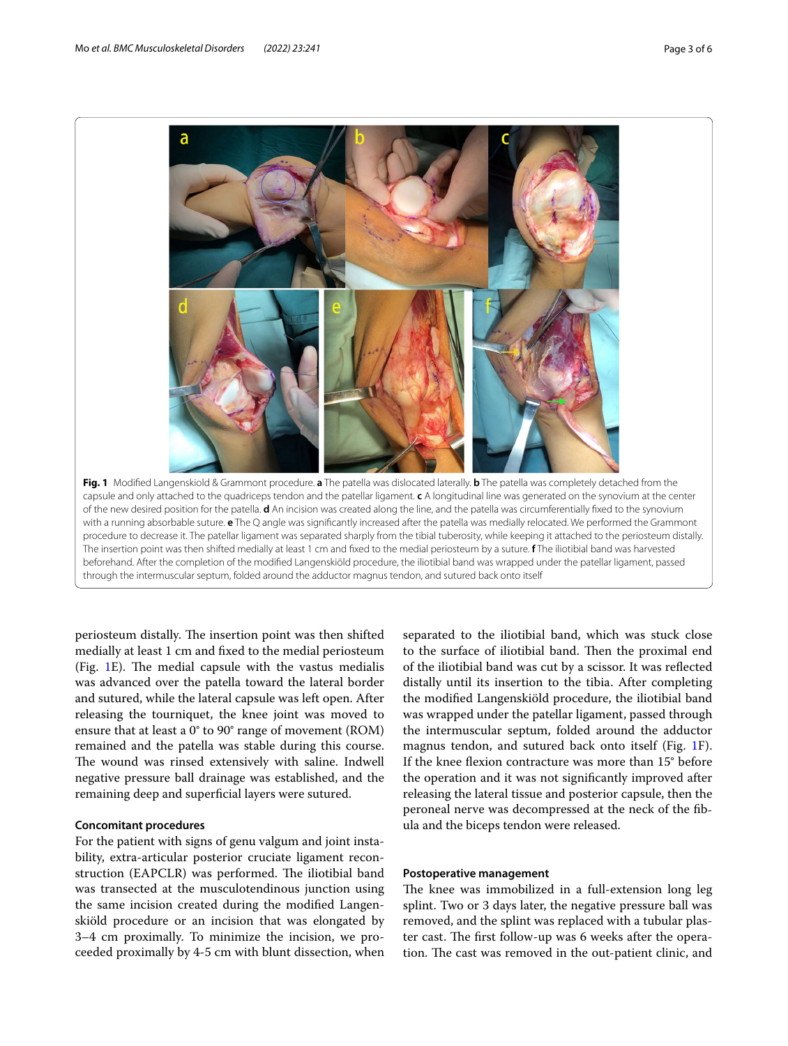**Fig. 1** Modified Langenskiold & Grammont procedure. **a** The patella was dislocated laterally. **b** The patella was completely detached from the capsule and only attached to the quadriceps tendon and the patellar ligament. **c** A longitudinal line was generated on the synovium at the center of the new desired position for the patella. **d** An incision was created along the line, and the patella was circumferentially fixed to the synovium with a running absorbable suture. **e** The Q angle was significantly increased after the patella was medially relocated. We performed the Grammont procedure to decrease it. The patellar ligament was separated sharply from the tibial tuberosity, while keeping it attached to the periosteum distally. The insertion point was then shifted medially at least 1 cm and fixed to the medial periosteum by a suture. **f** The iliotibial band was harvested beforehand. After the completion of the modified Langenskiöld procedure, the iliotibial band was wrapped under the patellar ligament, passed through the intermuscular septum, folded around the adductor magnus tendon, and sutured back onto itself

periosteum distally. The insertion point was then shifted medially at least 1 cm and fixed to the medial periosteum (Fig. 1E). The medial capsule with the vastus medialis was advanced over the patella toward the lateral border and sutured, while the lateral capsule was left open. After releasing the tourniquet, the knee joint was moved to ensure that at least a 0° to 90° range of movement (ROM) remained and the patella was stable during this course. The wound was rinsed extensively with saline. Indwell negative pressure ball drainage was established, and the remaining deep and superficial layers were sutured.

### Concomitant procedures

For the patient with signs of genu valgum and joint instability, extra-articular posterior cruciate ligament reconstruction (EAPCLR) was performed. The iliotibial band was transected at the musculotendinous junction using the same incision created during the modified Langenskiöld procedure or an incision that was elongated by 3–4 cm proximally. To minimize the incision, we proceeded proximally by 4-5 cm with blunt dissection, when separated to the iliotibial band, which was stuck close to the surface of iliotibial band. Then the proximal end of the iliotibial band was cut by a scissor. It was reflected distally until its insertion to the tibia. After completing the modified Langenskiöld procedure, the iliotibial band was wrapped under the patellar ligament, passed through the intermuscular septum, folded around the adductor magnus tendon, and sutured back onto itself (Fig. 1F). If the knee flexion contracture was more than 15° before the operation and it was not significantly improved after releasing the lateral tissue and posterior capsule, then the peroneal nerve was decompressed at the neck of the fibula and the biceps tendon were released.

### Postoperative management

The knee was immobilized in a full-extension long leg splint. Two or 3 days later, the negative pressure ball was removed, and the splint was replaced with a tubular plaster cast. The first follow-up was 6 weeks after the operation. The cast was removed in the out-patient clinic, and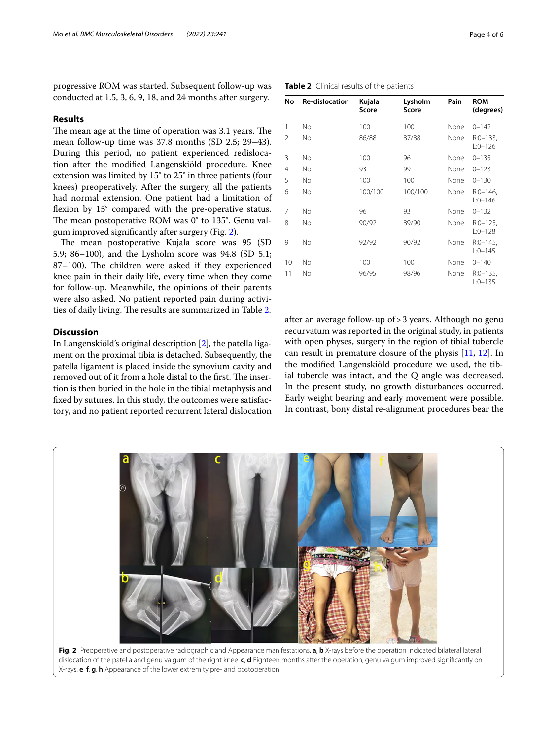progressive ROM was started. Subsequent follow-up was conducted at 1.5, 3, 6, 9, 18, and 24 months after surgery.

## Results

The mean age at the time of operation was 3.1 years. The mean follow-up time was 37.8 months (SD 2.5; 29–43). During this period, no patient experienced redislocation after the modified Langenskiöld procedure. Knee extension was limited by 15° to 25° in three patients (four knees) preoperatively. After the surgery, all the patients had normal extension. One patient had a limitation of flexion by 15° compared with the pre-operative status. The mean postoperative ROM was 0° to 135°. Genu valgum improved significantly after surgery (Fig. 2).

The mean postoperative Kujala score was 95 (SD 5.9; 86–100), and the Lysholm score was 94.8 (SD 5.1; 87–100). The children were asked if they experienced knee pain in their daily life, every time when they come for follow-up. Meanwhile, the opinions of their parents were also asked. No patient reported pain during activities of daily living. The results are summarized in Table 2.

**Table 2** Clinical results of the patients

| No | Re-dislocation | Kujala Score | Lysholm Score | Pain | ROM (degrees) |
|---|---|---|---|---|---|
| 1 | No | 100 | 100 | None | 0–142 |
| 2 | No | 86/88 | 87/88 | None | R:0–133, L:0–126 |
| 3 | No | 100 | 96 | None | 0–135 |
| 4 | No | 93 | 99 | None | 0–123 |
| 5 | No | 100 | 100 | None | 0–130 |
| 6 | No | 100/100 | 100/100 | None | R:0–146, L:0–146 |
| 7 | No | 96 | 93 | None | 0–132 |
| 8 | No | 90/92 | 89/90 | None | R:0–125, L:0–128 |
| 9 | No | 92/92 | 90/92 | None | R:0–145, L:0–145 |
| 10 | No | 100 | 100 | None | 0–140 |
| 11 | No | 96/95 | 98/96 | None | R:0–135, L:0–135 |

## Discussion

In Langenskiöld's original description [2], the patella ligament on the proximal tibia is detached. Subsequently, the patella ligament is placed inside the synovium cavity and removed out of it from a hole distal to the first. The insertion is then buried in the hole in the tibial metaphysis and fixed by sutures. In this study, the outcomes were satisfactory, and no patient reported recurrent lateral dislocation after an average follow-up of > 3 years. Although no genu recurvatum was reported in the original study, in patients with open physes, surgery in the region of tibial tubercle can result in premature closure of the physis [11, 12]. In the modified Langenskiöld procedure we used, the tibial tubercle was intact, and the Q angle was decreased. In the present study, no growth disturbances occurred. Early weight bearing and early movement were possible. In contrast, bony distal re-alignment procedures bear the

**Fig. 2** Preoperative and postoperative radiographic and Appearance manifestations. **a**, **b** X-rays before the operation indicated bilateral lateral dislocation of the patella and genu valgum of the right knee. **c**, **d** Eighteen months after the operation, genu valgum improved significantly on X-rays. **e**, **f**, **g**, **h** Appearance of the lower extremity pre- and postoperation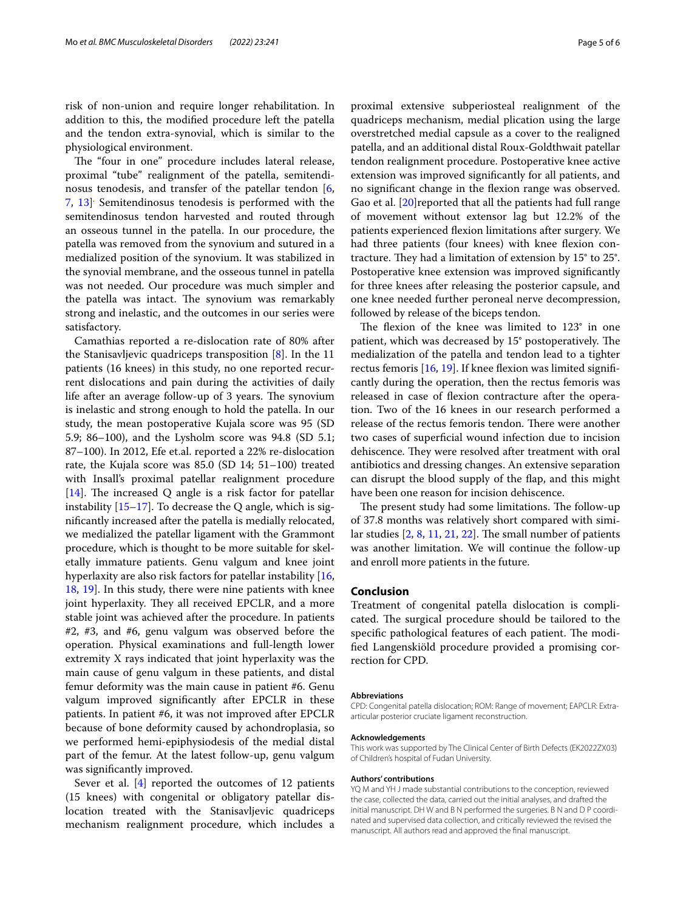risk of non-union and require longer rehabilitation. In addition to this, the modified procedure left the patella and the tendon extra-synovial, which is similar to the physiological environment.

The "four in one" procedure includes lateral release, proximal "tube" realignment of the patella, semitendinosus tenodesis, and transfer of the patellar tendon [6, 7, 13]. Semitendinosus tenodesis is performed with the semitendinosus tendon harvested and routed through an osseous tunnel in the patella. In our procedure, the patella was removed from the synovium and sutured in a medialized position of the synovium. It was stabilized in the synovial membrane, and the osseous tunnel in patella was not needed. Our procedure was much simpler and the patella was intact. The synovium was remarkably strong and inelastic, and the outcomes in our series were satisfactory.

Camathias reported a re-dislocation rate of 80% after the Stanisavljevic quadriceps transposition [8]. In the 11 patients (16 knees) in this study, no one reported recurrent dislocations and pain during the activities of daily life after an average follow-up of 3 years. The synovium is inelastic and strong enough to hold the patella. In our study, the mean postoperative Kujala score was 95 (SD 5.9; 86–100), and the Lysholm score was 94.8 (SD 5.1; 87–100). In 2012, Efe et.al. reported a 22% re-dislocation rate, the Kujala score was 85.0 (SD 14; 51–100) treated with Insall's proximal patellar realignment procedure [14]. The increased Q angle is a risk factor for patellar instability [15–17]. To decrease the Q angle, which is significantly increased after the patella is medially relocated, we medialized the patellar ligament with the Grammont procedure, which is thought to be more suitable for skeletally immature patients. Genu valgum and knee joint hyperlaxity are also risk factors for patellar instability [16, 18, 19]. In this study, there were nine patients with knee joint hyperlaxity. They all received EPCLR, and a more stable joint was achieved after the procedure. In patients #2, #3, and #6, genu valgum was observed before the operation. Physical examinations and full-length lower extremity X rays indicated that joint hyperlaxity was the main cause of genu valgum in these patients, and distal femur deformity was the main cause in patient #6. Genu valgum improved significantly after EPCLR in these patients. In patient #6, it was not improved after EPCLR because of bone deformity caused by achondroplasia, so we performed hemi-epiphysiodesis of the medial distal part of the femur. At the latest follow-up, genu valgum was significantly improved.

Sever et al. [4] reported the outcomes of 12 patients (15 knees) with congenital or obligatory patellar dislocation treated with the Stanisavljevic quadriceps mechanism realignment procedure, which includes a proximal extensive subperiosteal realignment of the quadriceps mechanism, medial plication using the large overstretched medial capsule as a cover to the realigned patella, and an additional distal Roux-Goldthwait patellar tendon realignment procedure. Postoperative knee active extension was improved significantly for all patients, and no significant change in the flexion range was observed. Gao et al. [20]reported that all the patients had full range of movement without extensor lag but 12.2% of the patients experienced flexion limitations after surgery. We had three patients (four knees) with knee flexion contracture. They had a limitation of extension by 15° to 25°. Postoperative knee extension was improved significantly for three knees after releasing the posterior capsule, and one knee needed further peroneal nerve decompression, followed by release of the biceps tendon.

The flexion of the knee was limited to 123° in one patient, which was decreased by 15° postoperatively. The medialization of the patella and tendon lead to a tighter rectus femoris [16, 19]. If knee flexion was limited significantly during the operation, then the rectus femoris was released in case of flexion contracture after the operation. Two of the 16 knees in our research performed a release of the rectus femoris tendon. There were another two cases of superficial wound infection due to incision dehiscence. They were resolved after treatment with oral antibiotics and dressing changes. An extensive separation can disrupt the blood supply of the flap, and this might have been one reason for incision dehiscence.

The present study had some limitations. The follow-up of 37.8 months was relatively short compared with similar studies [2, 8, 11, 21, 22]. The small number of patients was another limitation. We will continue the follow-up and enroll more patients in the future.

## Conclusion

Treatment of congenital patella dislocation is complicated. The surgical procedure should be tailored to the specific pathological features of each patient. The modified Langenskiöld procedure provided a promising correction for CPD.

### Abbreviations

CPD: Congenital patella dislocation; ROM: Range of movement; EAPCLR: Extra-articular posterior cruciate ligament reconstruction.

### Acknowledgements

This work was supported by The Clinical Center of Birth Defects (EK2022ZX03) of Children's hospital of Fudan University.

### Authors' contributions

YQ M and YH J made substantial contributions to the conception, reviewed the case, collected the data, carried out the initial analyses, and drafted the initial manuscript. DH W and B N performed the surgeries. B N and D P coordinated and supervised data collection, and critically reviewed the revised the manuscript. All authors read and approved the final manuscript.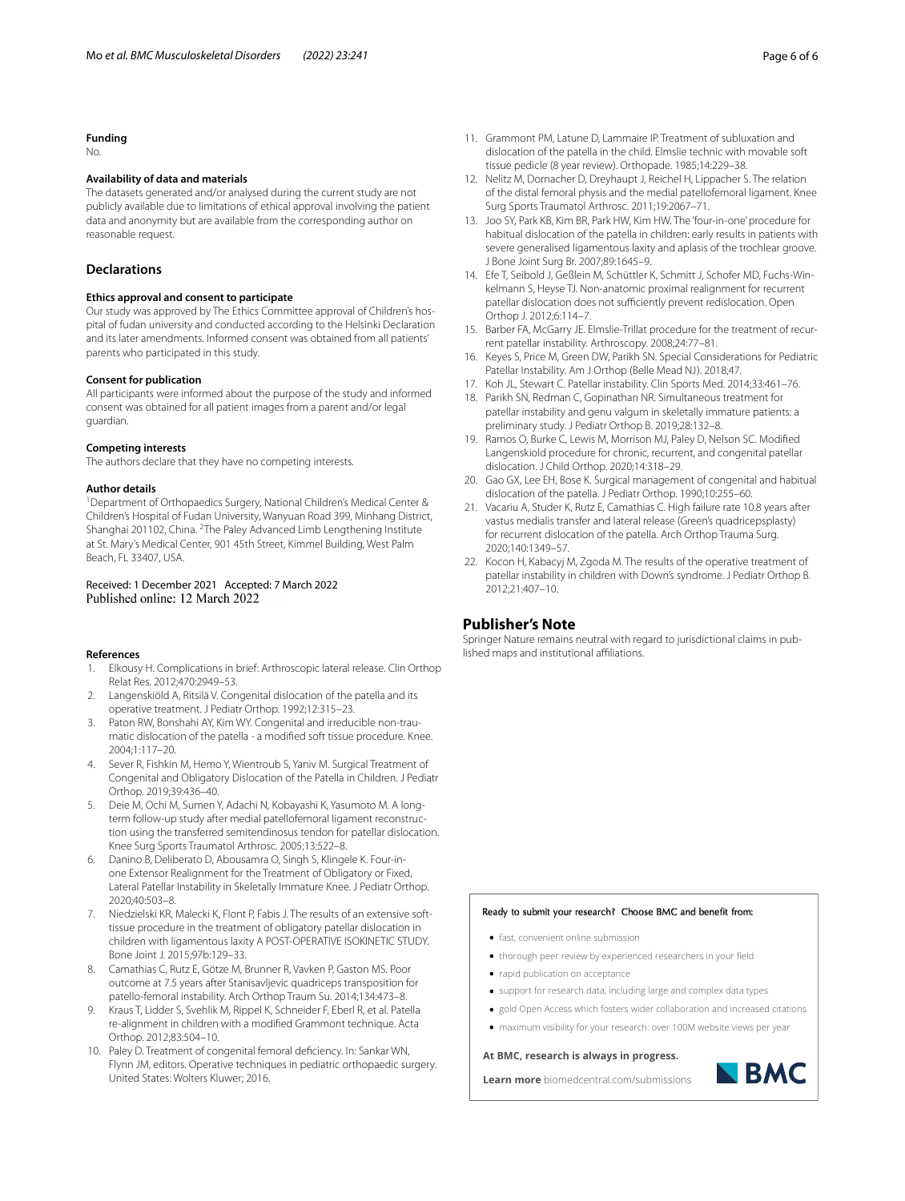#### Funding
No.

#### Availability of data and materials
The datasets generated and/or analysed during the current study are not publicly available due to limitations of ethical approval involving the patient data and anonymity but are available from the corresponding author on reasonable request.

## Declarations

#### Ethics approval and consent to participate
Our study was approved by The Ethics Committee approval of Children's hospital of fudan university and conducted according to the Helsinki Declaration and its later amendments. Informed consent was obtained from all patients' parents who participated in this study.

#### Consent for publication
All participants were informed about the purpose of the study and informed consent was obtained for all patient images from a parent and/or legal guardian.

#### Competing interests
The authors declare that they have no competing interests.

#### Author details
[1]Department of Orthopaedics Surgery, National Children's Medical Center & Children's Hospital of Fudan University, Wanyuan Road 399, Minhang District, Shanghai 201102, China. [2]The Paley Advanced Limb Lengthening Institute at St. Mary's Medical Center, 901 45th Street, Kimmel Building, West Palm Beach, FL 33407, USA.

Received: 1 December 2021 Accepted: 7 March 2022
Published online: 12 March 2022

#### References
1. Elkousy H. Complications in brief: Arthroscopic lateral release. Clin Orthop Relat Res. 2012;470:2949–53.
2. Langenskiöld A, Ritsilä V. Congenital dislocation of the patella and its operative treatment. J Pediatr Orthop. 1992;12:315–23.
3. Paton RW, Bonshahi AY, Kim WY. Congenital and irreducible non-traumatic dislocation of the patella - a modified soft tissue procedure. Knee. 2004;1:117–20.
4. Sever R, Fishkin M, Hemo Y, Wientroub S, Yaniv M. Surgical Treatment of Congenital and Obligatory Dislocation of the Patella in Children. J Pediatr Orthop. 2019;39:436–40.
5. Deie M, Ochi M, Sumen Y, Adachi N, Kobayashi K, Yasumoto M. A long-term follow-up study after medial patellofemoral ligament reconstruction using the transferred semitendinosus tendon for patellar dislocation. Knee Surg Sports Traumatol Arthrosc. 2005;13:522–8.
6. Danino B, Deliberato D, Abousamra O, Singh S, Klingele K. Four-in-one Extensor Realignment for the Treatment of Obligatory or Fixed, Lateral Patellar Instability in Skeletally Immature Knee. J Pediatr Orthop. 2020;40:503–8.
7. Niedzielski KR, Malecki K, Flont P, Fabis J. The results of an extensive soft-tissue procedure in the treatment of obligatory patellar dislocation in children with ligamentous laxity A POST-OPERATIVE ISOKINETIC STUDY. Bone Joint J. 2015;97b:129–33.
8. Camathias C, Rutz E, Götze M, Brunner R, Vavken P, Gaston MS. Poor outcome at 7.5 years after Stanisavljevic quadriceps transposition for patello-femoral instability. Arch Orthop Traum Su. 2014;134:473–8.
9. Kraus T, Lidder S, Svehlik M, Rippel K, Schneider F, Eberl R, et al. Patella re-alignment in children with a modified Grammont technique. Acta Orthop. 2012;83:504–10.
10. Paley D. Treatment of congenital femoral deficiency. In: Sankar WN, Flynn JM, editors. Operative techniques in pediatric orthopaedic surgery. United States: Wolters Kluwer; 2016.
11. Grammont PM, Latune D, Lammaire IP. Treatment of subluxation and dislocation of the patella in the child. Elmslie technic with movable soft tissue pedicle (8 year review). Orthopade. 1985;14:229–38.
12. Nelitz M, Dornacher D, Dreyhaupt J, Reichel H, Lippacher S. The relation of the distal femoral physis and the medial patellofemoral ligament. Knee Surg Sports Traumatol Arthrosc. 2011;19:2067–71.
13. Joo SY, Park KB, Kim BR, Park HW, Kim HW. The 'four-in-one' procedure for habitual dislocation of the patella in children: early results in patients with severe generalised ligamentous laxity and aplasis of the trochlear groove. J Bone Joint Surg Br. 2007;89:1645–9.
14. Efe T, Seibold J, Geßlein M, Schüttler K, Schmitt J, Schofer MD, Fuchs-Winkelmann S, Heyse TJ. Non-anatomic proximal realignment for recurrent patellar dislocation does not sufficiently prevent redislocation. Open Orthop J. 2012;6:114–7.
15. Barber FA, McGarry JE. Elmslie-Trillat procedure for the treatment of recurrent patellar instability. Arthroscopy. 2008;24:77–81.
16. Keyes S, Price M, Green DW, Parikh SN. Special Considerations for Pediatric Patellar Instability. Am J Orthop (Belle Mead NJ). 2018;47.
17. Koh JL, Stewart C. Patellar instability. Clin Sports Med. 2014;33:461–76.
18. Parikh SN, Redman C, Gopinathan NR. Simultaneous treatment for patellar instability and genu valgum in skeletally immature patients: a preliminary study. J Pediatr Orthop B. 2019;28:132–8.
19. Ramos O, Burke C, Lewis M, Morrison MJ, Paley D, Nelson SC. Modified Langenskiold procedure for chronic, recurrent, and congenital patellar dislocation. J Child Orthop. 2020;14:318–29.
20. Gao GX, Lee EH, Bose K. Surgical management of congenital and habitual dislocation of the patella. J Pediatr Orthop. 1990;10:255–60.
21. Vacariu A, Studer K, Rutz E, Camathias C. High failure rate 10.8 years after vastus medialis transfer and lateral release (Green's quadricepsplasty) for recurrent dislocation of the patella. Arch Orthop Trauma Surg. 2020;140:1349–57.
22. Kocon H, Kabacyj M, Zgoda M. The results of the operative treatment of patellar instability in children with Down's syndrome. J Pediatr Orthop B. 2012;21:407–10.

## Publisher's Note
Springer Nature remains neutral with regard to jurisdictional claims in published maps and institutional affiliations.

Ready to submit your research? Choose BMC and benefit from:

- fast, convenient online submission
- thorough peer review by experienced researchers in your field
- rapid publication on acceptance
- support for research data, including large and complex data types
- gold Open Access which fosters wider collaboration and increased citations
- maximum visibility for your research: over 100M website views per year

**At BMC, research is always in progress.**

**Learn more** biomedcentral.com/submissions